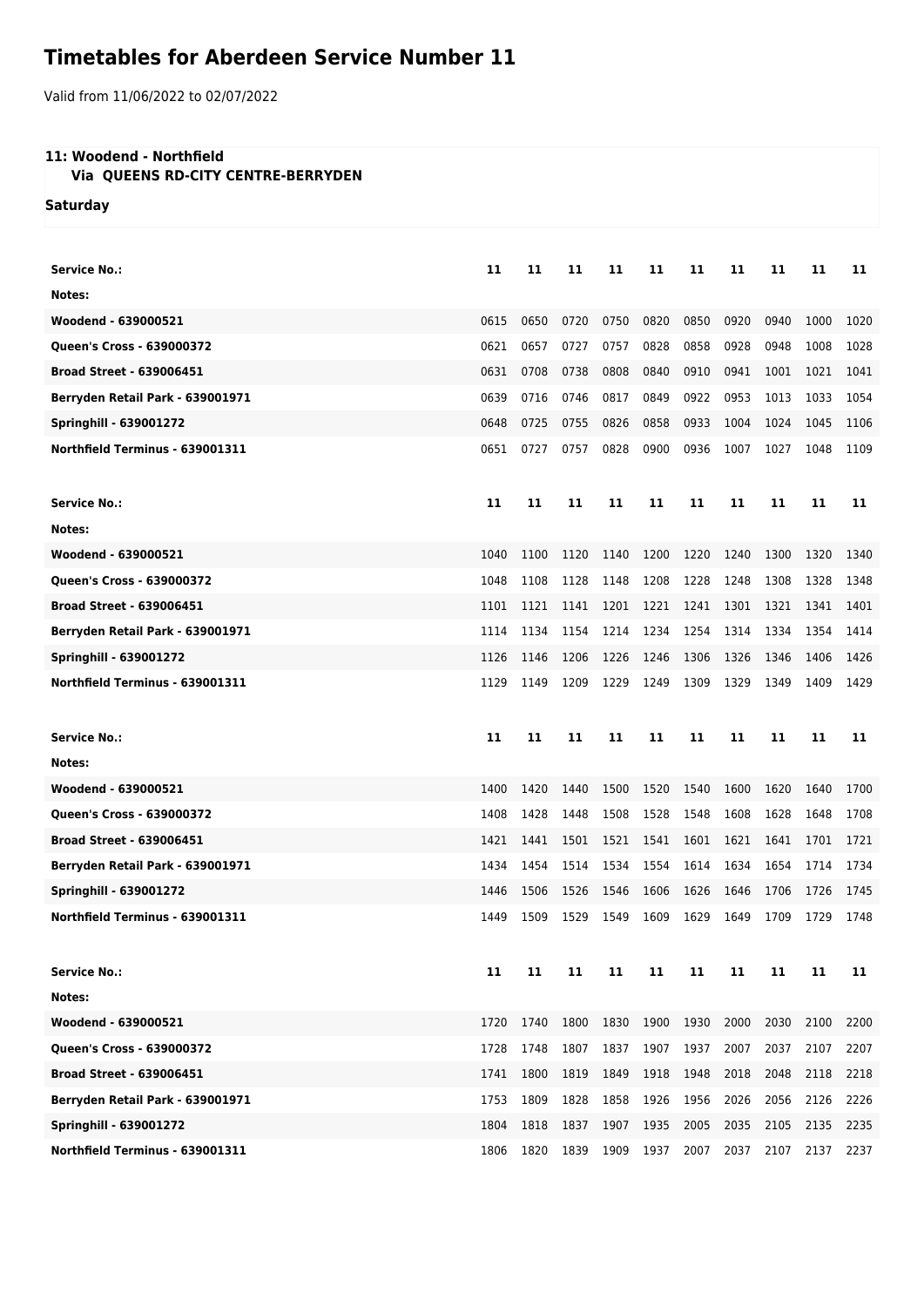# Timetables for Aberdeen Service Number 11

Valid from 11/06/2022 to 02/07/2022

### 11: Woodend - Northfield
**Via QUEENS RD-CITY CENTRE-BERRYDEN**

**Saturday**

| Service No.: | 11 | 11 | 11 | 11 | 11 | 11 | 11 | 11 | 11 | 11 |
|---|---|---|---|---|---|---|---|---|---|---|
| Notes: | | | | | | | | | | |
| Woodend - 639000521 | 0615 | 0650 | 0720 | 0750 | 0820 | 0850 | 0920 | 0940 | 1000 | 1020 |
| Queen's Cross - 639000372 | 0621 | 0657 | 0727 | 0757 | 0828 | 0858 | 0928 | 0948 | 1008 | 1028 |
| Broad Street - 639006451 | 0631 | 0708 | 0738 | 0808 | 0840 | 0910 | 0941 | 1001 | 1021 | 1041 |
| Berryden Retail Park - 639001971 | 0639 | 0716 | 0746 | 0817 | 0849 | 0922 | 0953 | 1013 | 1033 | 1054 |
| Springhill - 639001272 | 0648 | 0725 | 0755 | 0826 | 0858 | 0933 | 1004 | 1024 | 1045 | 1106 |
| Northfield Terminus - 639001311 | 0651 | 0727 | 0757 | 0828 | 0900 | 0936 | 1007 | 1027 | 1048 | 1109 |

| Service No.: | 11 | 11 | 11 | 11 | 11 | 11 | 11 | 11 | 11 | 11 |
|---|---|---|---|---|---|---|---|---|---|---|
| Notes: | | | | | | | | | | |
| Woodend - 639000521 | 1040 | 1100 | 1120 | 1140 | 1200 | 1220 | 1240 | 1300 | 1320 | 1340 |
| Queen's Cross - 639000372 | 1048 | 1108 | 1128 | 1148 | 1208 | 1228 | 1248 | 1308 | 1328 | 1348 |
| Broad Street - 639006451 | 1101 | 1121 | 1141 | 1201 | 1221 | 1241 | 1301 | 1321 | 1341 | 1401 |
| Berryden Retail Park - 639001971 | 1114 | 1134 | 1154 | 1214 | 1234 | 1254 | 1314 | 1334 | 1354 | 1414 |
| Springhill - 639001272 | 1126 | 1146 | 1206 | 1226 | 1246 | 1306 | 1326 | 1346 | 1406 | 1426 |
| Northfield Terminus - 639001311 | 1129 | 1149 | 1209 | 1229 | 1249 | 1309 | 1329 | 1349 | 1409 | 1429 |

| Service No.: | 11 | 11 | 11 | 11 | 11 | 11 | 11 | 11 | 11 | 11 |
|---|---|---|---|---|---|---|---|---|---|---|
| Notes: | | | | | | | | | | |
| Woodend - 639000521 | 1400 | 1420 | 1440 | 1500 | 1520 | 1540 | 1600 | 1620 | 1640 | 1700 |
| Queen's Cross - 639000372 | 1408 | 1428 | 1448 | 1508 | 1528 | 1548 | 1608 | 1628 | 1648 | 1708 |
| Broad Street - 639006451 | 1421 | 1441 | 1501 | 1521 | 1541 | 1601 | 1621 | 1641 | 1701 | 1721 |
| Berryden Retail Park - 639001971 | 1434 | 1454 | 1514 | 1534 | 1554 | 1614 | 1634 | 1654 | 1714 | 1734 |
| Springhill - 639001272 | 1446 | 1506 | 1526 | 1546 | 1606 | 1626 | 1646 | 1706 | 1726 | 1745 |
| Northfield Terminus - 639001311 | 1449 | 1509 | 1529 | 1549 | 1609 | 1629 | 1649 | 1709 | 1729 | 1748 |

| Service No.: | 11 | 11 | 11 | 11 | 11 | 11 | 11 | 11 | 11 | 11 |
|---|---|---|---|---|---|---|---|---|---|---|
| Notes: | | | | | | | | | | |
| Woodend - 639000521 | 1720 | 1740 | 1800 | 1830 | 1900 | 1930 | 2000 | 2030 | 2100 | 2200 |
| Queen's Cross - 639000372 | 1728 | 1748 | 1807 | 1837 | 1907 | 1937 | 2007 | 2037 | 2107 | 2207 |
| Broad Street - 639006451 | 1741 | 1800 | 1819 | 1849 | 1918 | 1948 | 2018 | 2048 | 2118 | 2218 |
| Berryden Retail Park - 639001971 | 1753 | 1809 | 1828 | 1858 | 1926 | 1956 | 2026 | 2056 | 2126 | 2226 |
| Springhill - 639001272 | 1804 | 1818 | 1837 | 1907 | 1935 | 2005 | 2035 | 2105 | 2135 | 2235 |
| Northfield Terminus - 639001311 | 1806 | 1820 | 1839 | 1909 | 1937 | 2007 | 2037 | 2107 | 2137 | 2237 |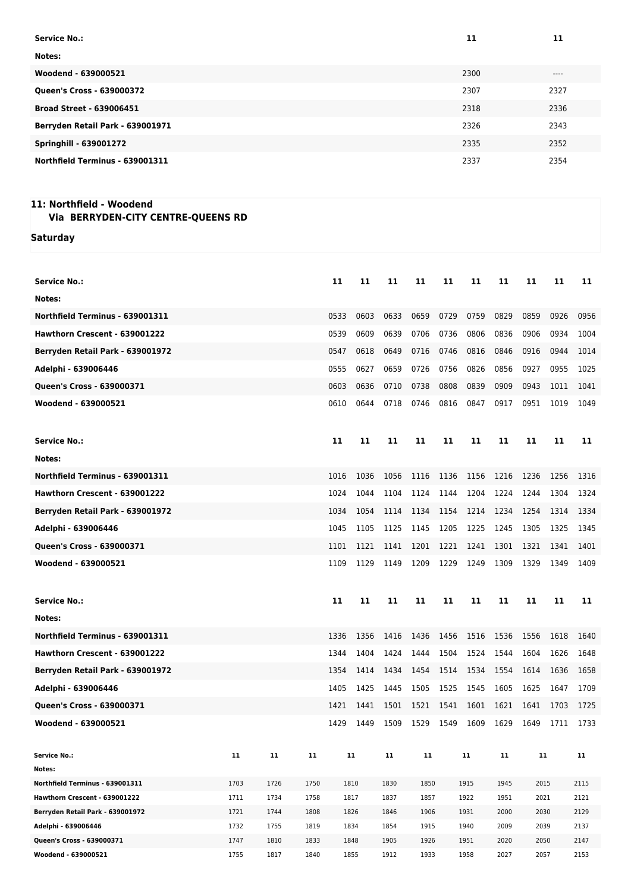| Service No.: | 11 | 11 |
| --- | --- | --- |
| Notes: | | |
| Woodend - 639000521 | 2300 | ---- |
| Queen's Cross - 639000372 | 2307 | 2327 |
| Broad Street - 639006451 | 2318 | 2336 |
| Berryden Retail Park - 639001971 | 2326 | 2343 |
| Springhill - 639001272 | 2335 | 2352 |
| Northfield Terminus - 639001311 | 2337 | 2354 |

## 11: Northfield - Woodend
### Via BERRYDEN-CITY CENTRE-QUEENS RD

**Saturday**

| Service No.: | 11 | 11 | 11 | 11 | 11 | 11 | 11 | 11 | 11 | 11 |
| --- | --- | --- | --- | --- | --- | --- | --- | --- | --- | --- |
| Notes: | | | | | | | | | | |
| Northfield Terminus - 639001311 | 0533 | 0603 | 0633 | 0659 | 0729 | 0759 | 0829 | 0859 | 0926 | 0956 |
| Hawthorn Crescent - 639001222 | 0539 | 0609 | 0639 | 0706 | 0736 | 0806 | 0836 | 0906 | 0934 | 1004 |
| Berryden Retail Park - 639001972 | 0547 | 0618 | 0649 | 0716 | 0746 | 0816 | 0846 | 0916 | 0944 | 1014 |
| Adelphi - 639006446 | 0555 | 0627 | 0659 | 0726 | 0756 | 0826 | 0856 | 0927 | 0955 | 1025 |
| Queen's Cross - 639000371 | 0603 | 0636 | 0710 | 0738 | 0808 | 0839 | 0909 | 0943 | 1011 | 1041 |
| Woodend - 639000521 | 0610 | 0644 | 0718 | 0746 | 0816 | 0847 | 0917 | 0951 | 1019 | 1049 |

| Service No.: | 11 | 11 | 11 | 11 | 11 | 11 | 11 | 11 | 11 | 11 |
| --- | --- | --- | --- | --- | --- | --- | --- | --- | --- | --- |
| Notes: | | | | | | | | | | |
| Northfield Terminus - 639001311 | 1016 | 1036 | 1056 | 1116 | 1136 | 1156 | 1216 | 1236 | 1256 | 1316 |
| Hawthorn Crescent - 639001222 | 1024 | 1044 | 1104 | 1124 | 1144 | 1204 | 1224 | 1244 | 1304 | 1324 |
| Berryden Retail Park - 639001972 | 1034 | 1054 | 1114 | 1134 | 1154 | 1214 | 1234 | 1254 | 1314 | 1334 |
| Adelphi - 639006446 | 1045 | 1105 | 1125 | 1145 | 1205 | 1225 | 1245 | 1305 | 1325 | 1345 |
| Queen's Cross - 639000371 | 1101 | 1121 | 1141 | 1201 | 1221 | 1241 | 1301 | 1321 | 1341 | 1401 |
| Woodend - 639000521 | 1109 | 1129 | 1149 | 1209 | 1229 | 1249 | 1309 | 1329 | 1349 | 1409 |

| Service No.: | 11 | 11 | 11 | 11 | 11 | 11 | 11 | 11 | 11 | 11 |
| --- | --- | --- | --- | --- | --- | --- | --- | --- | --- | --- |
| Notes: | | | | | | | | | | |
| Northfield Terminus - 639001311 | 1336 | 1356 | 1416 | 1436 | 1456 | 1516 | 1536 | 1556 | 1618 | 1640 |
| Hawthorn Crescent - 639001222 | 1344 | 1404 | 1424 | 1444 | 1504 | 1524 | 1544 | 1604 | 1626 | 1648 |
| Berryden Retail Park - 639001972 | 1354 | 1414 | 1434 | 1454 | 1514 | 1534 | 1554 | 1614 | 1636 | 1658 |
| Adelphi - 639006446 | 1405 | 1425 | 1445 | 1505 | 1525 | 1545 | 1605 | 1625 | 1647 | 1709 |
| Queen's Cross - 639000371 | 1421 | 1441 | 1501 | 1521 | 1541 | 1601 | 1621 | 1641 | 1703 | 1725 |
| Woodend - 639000521 | 1429 | 1449 | 1509 | 1529 | 1549 | 1609 | 1629 | 1649 | 1711 | 1733 |

| Service No.: | 11 | 11 | 11 | 11 | 11 | 11 | 11 | 11 | 11 | 11 |
| --- | --- | --- | --- | --- | --- | --- | --- | --- | --- | --- |
| Notes: | | | | | | | | | | |
| Northfield Terminus - 639001311 | 1703 | 1726 | 1750 | 1810 | 1830 | 1850 | 1915 | 1945 | 2015 | 2115 |
| Hawthorn Crescent - 639001222 | 1711 | 1734 | 1758 | 1817 | 1837 | 1857 | 1922 | 1951 | 2021 | 2121 |
| Berryden Retail Park - 639001972 | 1721 | 1744 | 1808 | 1826 | 1846 | 1906 | 1931 | 2000 | 2030 | 2129 |
| Adelphi - 639006446 | 1732 | 1755 | 1819 | 1834 | 1854 | 1915 | 1940 | 2009 | 2039 | 2137 |
| Queen's Cross - 639000371 | 1747 | 1810 | 1833 | 1848 | 1905 | 1926 | 1951 | 2020 | 2050 | 2147 |
| Woodend - 639000521 | 1755 | 1817 | 1840 | 1855 | 1912 | 1933 | 1958 | 2027 | 2057 | 2153 |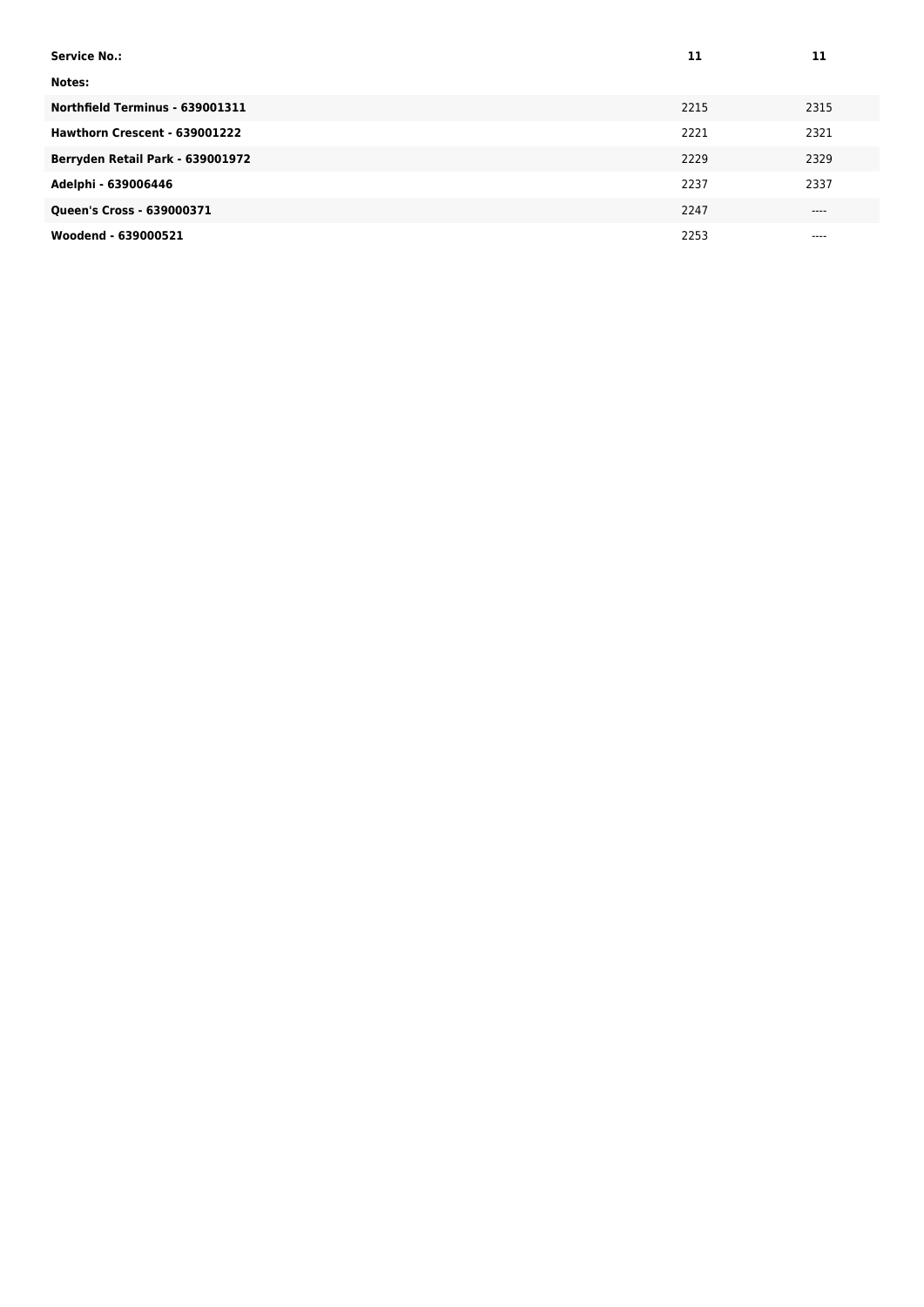| Service No.: | 11 | 11 |
| --- | --- | --- |
| Notes: | | |
| Northfield Terminus - 639001311 | 2215 | 2315 |
| Hawthorn Crescent - 639001222 | 2221 | 2321 |
| Berryden Retail Park - 639001972 | 2229 | 2329 |
| Adelphi - 639006446 | 2237 | 2337 |
| Queen's Cross - 639000371 | 2247 | ---- |
| Woodend - 639000521 | 2253 | ---- |